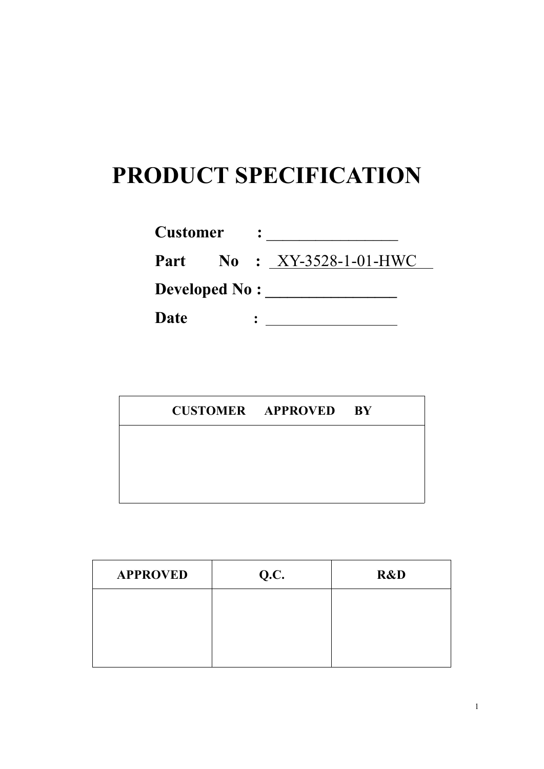# PRODUCT SPECIFICATION

**Customer :** ________________

**Part No :** XY-3528-1-01-HWC

**Developed No :** ________________

**Date :** ________________

| CUSTOMER APPROVED BY |
| --- |
| |

| APPROVED | Q.C. | R&D |
| --- | --- | --- |
| | | |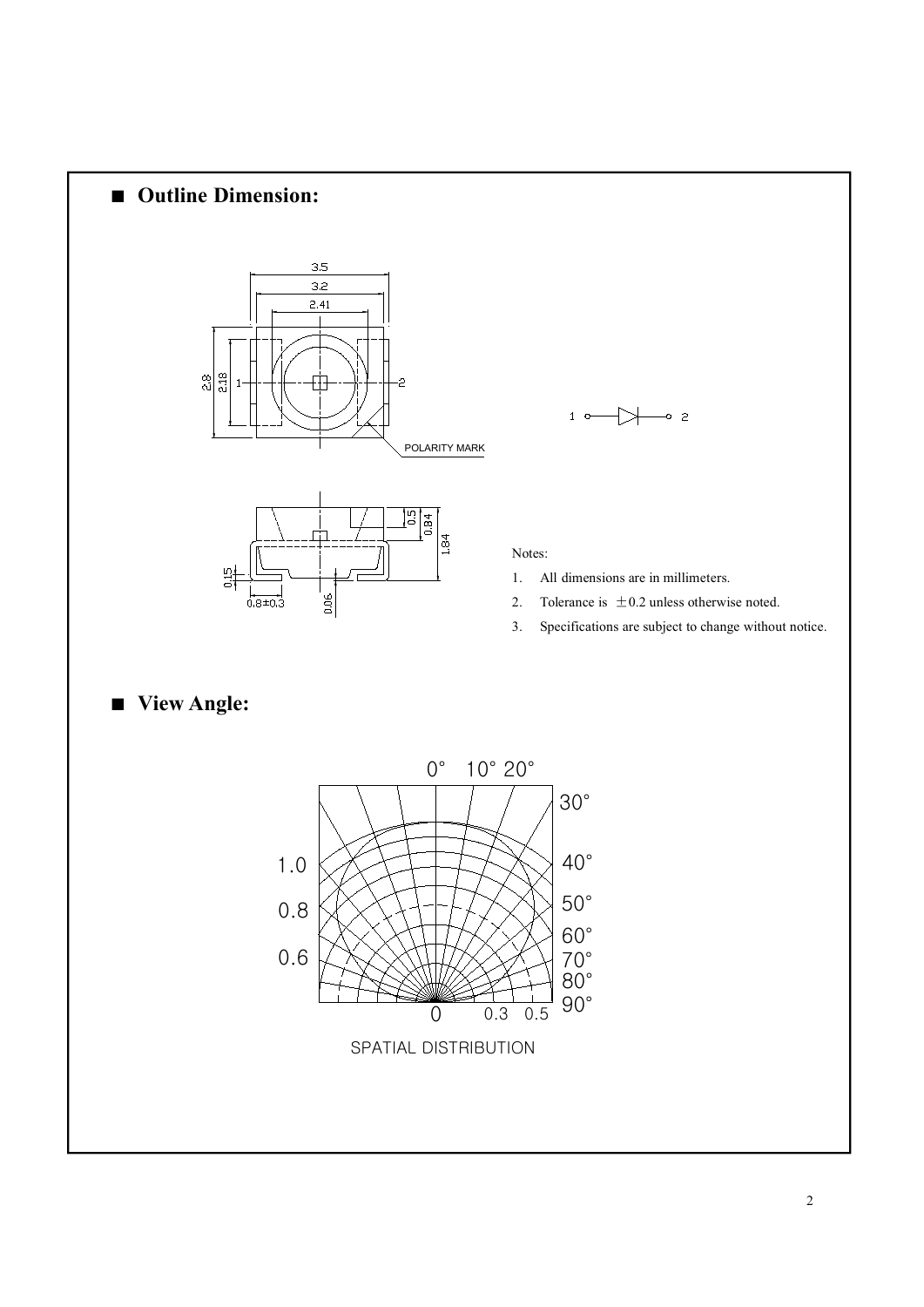## ■ Outline Dimension:

Notes:

1. All dimensions are in millimeters.
2. Tolerance is ±0.2 unless otherwise noted.
3. Specifications are subject to change without notice.

## ■ View Angle:

SPATIAL DISTRIBUTION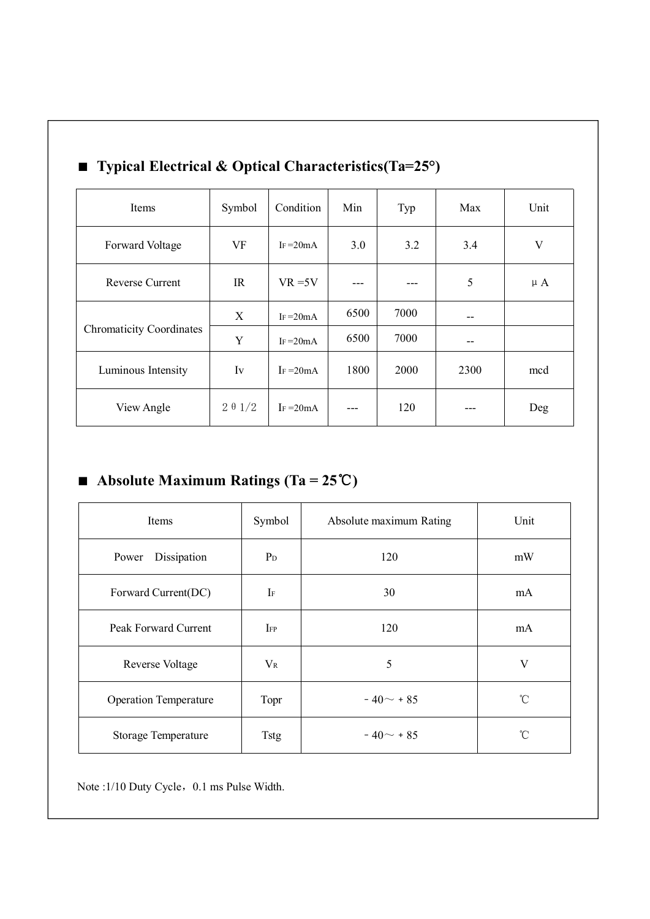## ■ Typical Electrical & Optical Characteristics(Ta=25°)

| Items | Symbol | Condition | Min | Typ | Max | Unit |
|---|---|---|---|---|---|---|
| Forward Voltage | VF | $I_F$ =20mA | 3.0 | 3.2 | 3.4 | V |
| Reverse Current | IR | VR =5V | --- | --- | 5 | μ A |
| Chromaticity Coordinates | X | $I_F$ =20mA | 6500 | 7000 | -- | |
| | Y | $I_F$ =20mA | 6500 | 7000 | -- | |
| Luminous Intensity | Iv | $I_F$ =20mA | 1800 | 2000 | 2300 | mcd |
| View Angle | 2 θ 1/2 | $I_F$ =20mA | --- | 120 | --- | Deg |

## ■ Absolute Maximum Ratings (Ta = 25℃)

| Items | Symbol | Absolute maximum Rating | Unit |
|---|---|---|---|
| Power  Dissipation | $P_D$ | 120 | mW |
| Forward Current(DC) | $I_F$ | 30 | mA |
| Peak Forward Current | $I_{FP}$ | 120 | mA |
| Reverse Voltage | $V_R$ | 5 | V |
| Operation Temperature | Topr | －40～＋85 | ℃ |
| Storage Temperature | Tstg | －40～＋85 | ℃ |

Note :1/10 Duty Cycle，0.1 ms Pulse Width.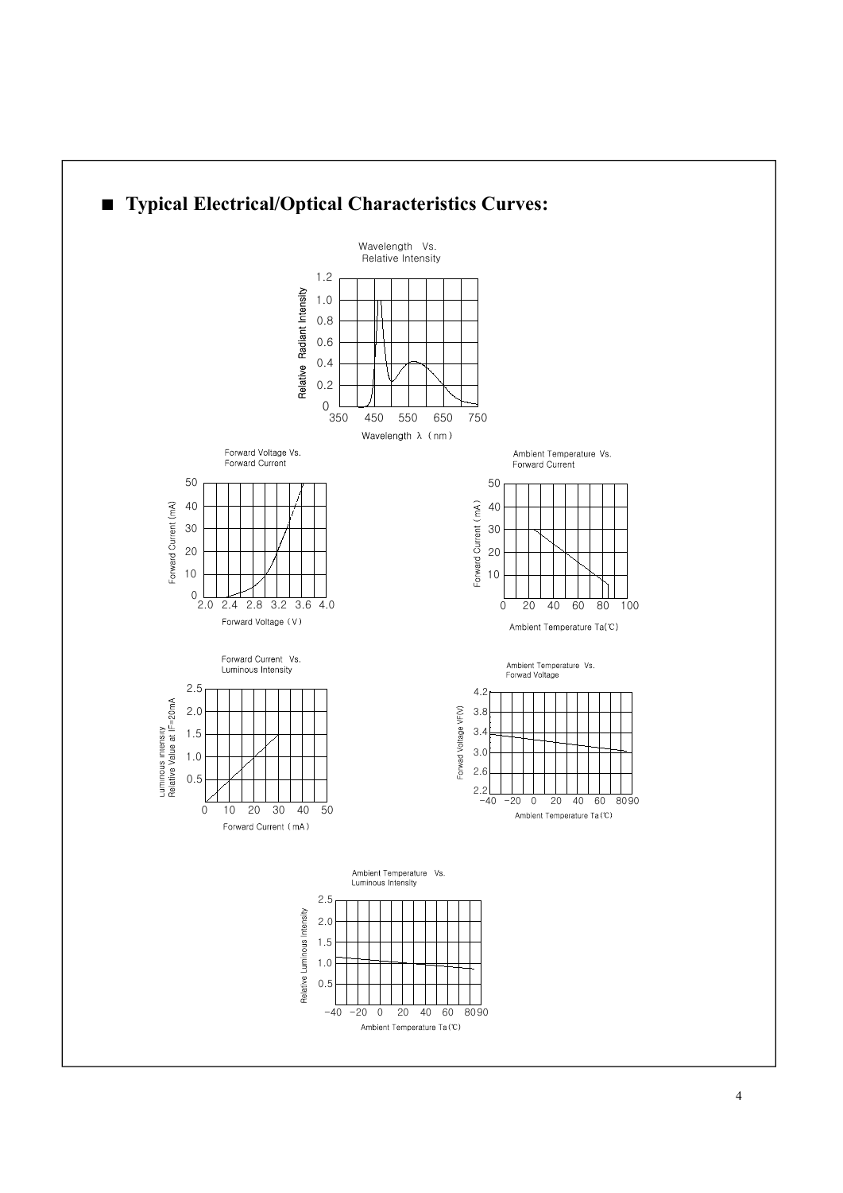## ■ Typical Electrical/Optical Characteristics Curves:

Wavelength Vs. Relative Intensity

Relative Radiant Intensity: 0, 0.2, 0.4, 0.6, 0.8, 1.0, 1.2

Wavelength λ (nm): 350, 450, 550, 650, 750

Forward Voltage Vs. Forward Current

Forward Current (mA): 0, 10, 20, 30, 40, 50

Forward Voltage (V): 2.0, 2.4, 2.8, 3.2, 3.6, 4.0

Ambient Temperature Vs. Forward Current

Forward Current (mA): 10, 20, 30, 40, 50

Ambient Temperature Ta(℃): 0, 20, 40, 60, 80, 100

Forward Current Vs. Luminous Intensity

Luminous Intensity Relative Value at IF=20mA: 0.5, 1.0, 1.5, 2.0, 2.5

Forward Current (mA): 0, 10, 20, 30, 40, 50

Ambient Temperature Vs. Forwad Voltage

Forwad Voltage VF(V): 2.2, 2.6, 3.0, 3.4, 3.8, 4.2

Ambient Temperature Ta(℃): −40, −20, 0, 20, 40, 60, 80, 90

Ambient Temperature Vs. Luminous Intensity

Relative Luminous Intensity: 0.5, 1.0, 1.5, 2.0, 2.5

Ambient Temperature Ta(℃): −40, −20, 0, 20, 40, 60, 80, 90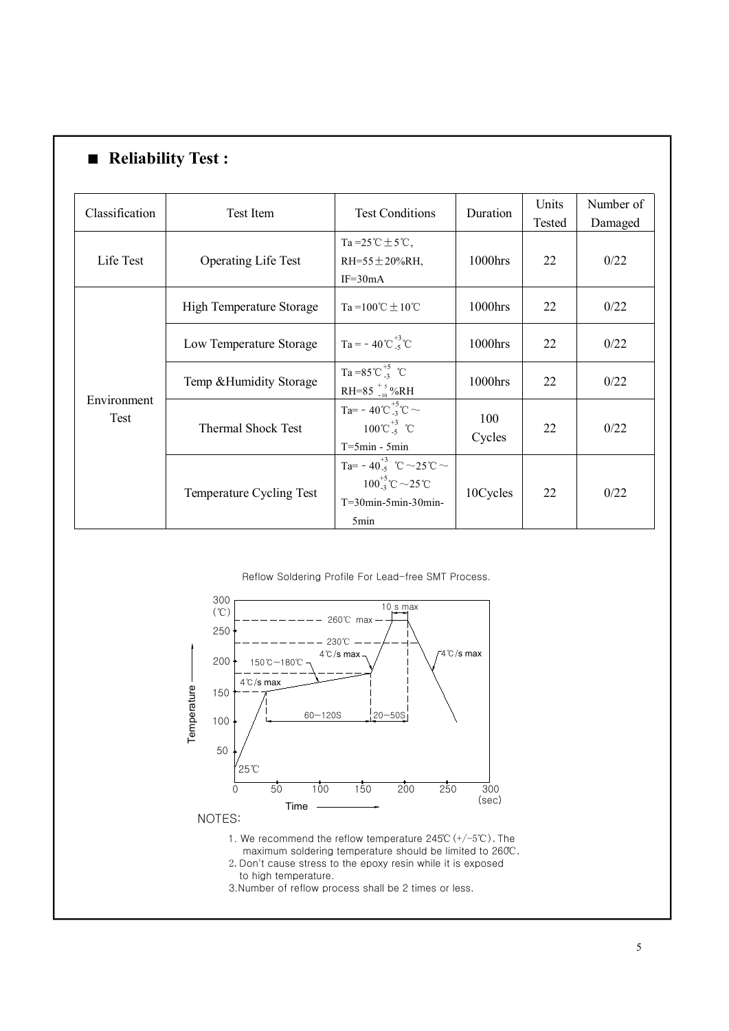## ■ Reliability Test :

| Classification | Test Item | Test Conditions | Duration | Units Tested | Number of Damaged |
|---|---|---|---|---|---|
| Life Test | Operating Life Test | Ta =25℃±5℃, RH=55±20%RH, IF=30mA | 1000hrs | 22 | 0/22 |
| Environment Test | High Temperature Storage | Ta =100℃±10℃ | 1000hrs | 22 | 0/22 |
| | Low Temperature Storage | Ta = - 40℃ $^{+3}_{-5}$℃ | 1000hrs | 22 | 0/22 |
| | Temp &Humidity Storage | Ta =85℃ $^{+5}_{-3}$ ℃ RH=85 $^{+5}_{-10}$ %RH | 1000hrs | 22 | 0/22 |
| | Thermal Shock Test | Ta= - 40℃ $^{+5}_{-3}$℃～ 100℃ $^{+3}_{-5}$ ℃ T=5min - 5min | 100 Cycles | 22 | 0/22 |
| | Temperature Cycling Test | Ta= - 40 $^{+3}_{-5}$ ℃～25℃～ 100 $^{+5}_{-3}$℃～25℃ T=30min-5min-30min-5min | 10Cycles | 22 | 0/22 |

Reflow Soldering Profile For Lead-free SMT Process.

NOTES:

1. We recommend the reflow temperature 245℃(+/-5℃). The maximum soldering temperature should be limited to 260℃.
2. Don't cause stress to the epoxy resin while it is exposed to high temperature.
3. Number of reflow process shall be 2 times or less.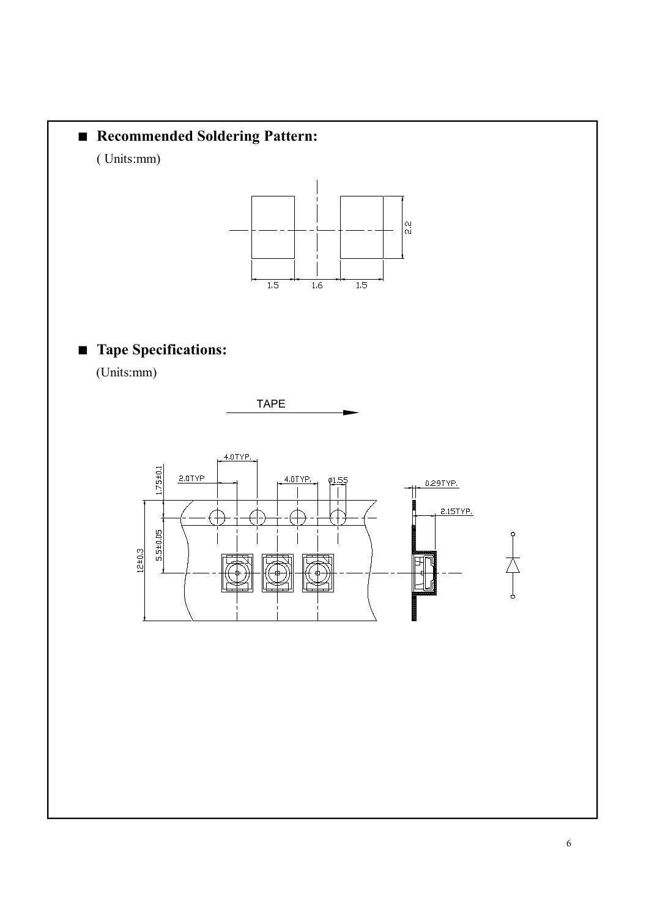## ■ Recommended Soldering Pattern:

( Units:mm)

2.2

1.5 1.6 1.5

## ■ Tape Specifications:

(Units:mm)

TAPE

4.0TYP.

1.75±0.1

2.0TYP

4.0TYP.

ø1.55

0.29TYP.

2.15TYP.

5.5±0.05

12±0.3